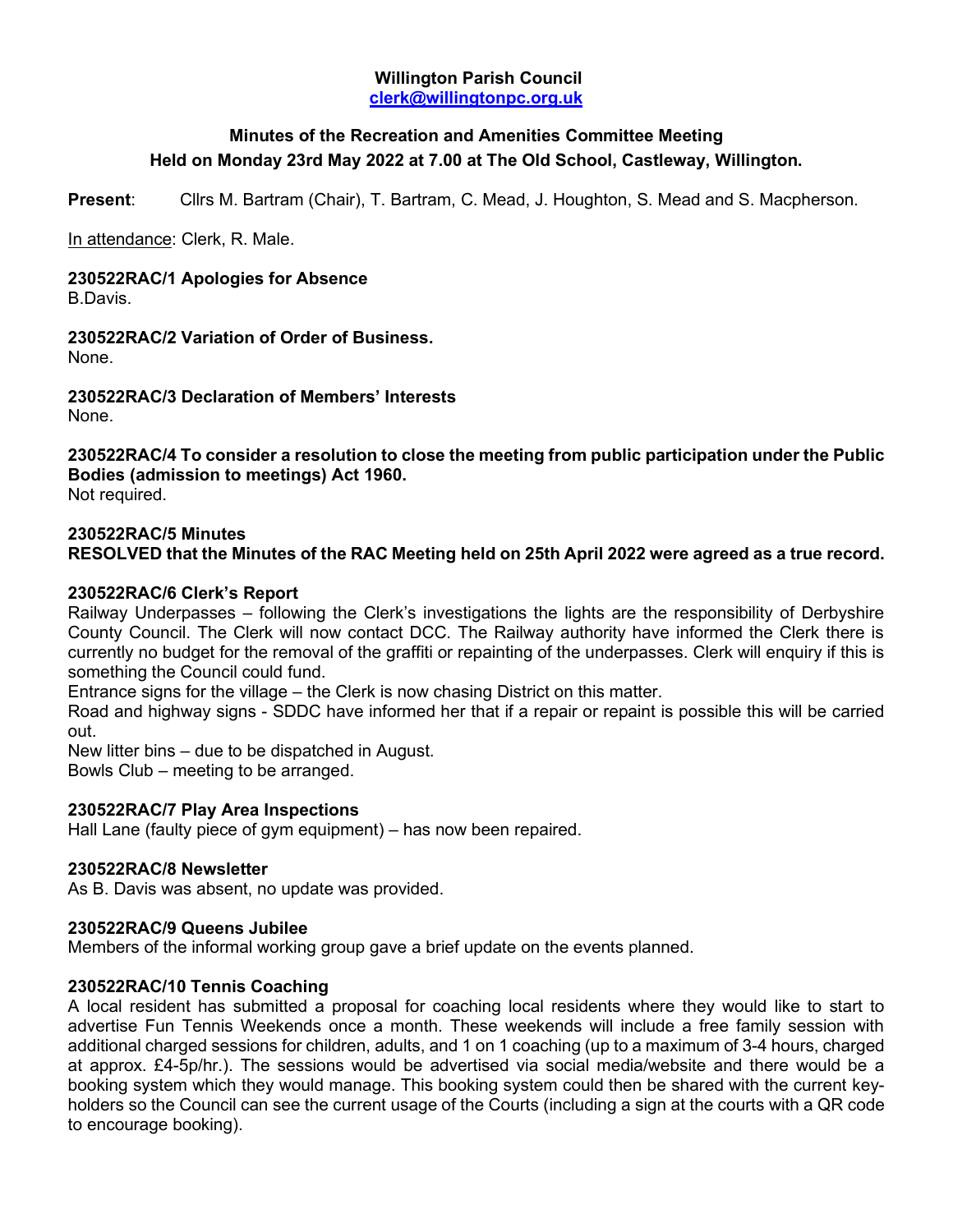**Willington Parish Council**
**clerk@willingtonpc.org.uk**

**Minutes of the Recreation and Amenities Committee Meeting**
**Held on Monday 23rd May 2022 at 7.00 at The Old School, Castleway, Willington.**

**Present**: Cllrs M. Bartram (Chair), T. Bartram, C. Mead, J. Houghton, S. Mead and S. Macpherson.

In attendance: Clerk, R. Male.

**230522RAC/1 Apologies for Absence**
B.Davis.

**230522RAC/2 Variation of Order of Business.**
None.

**230522RAC/3 Declaration of Members' Interests**
None.

**230522RAC/4 To consider a resolution to close the meeting from public participation under the Public Bodies (admission to meetings) Act 1960.**
Not required.

**230522RAC/5 Minutes**
**RESOLVED that the Minutes of the RAC Meeting held on 25th April 2022 were agreed as a true record.**

**230522RAC/6 Clerk's Report**
Railway Underpasses – following the Clerk's investigations the lights are the responsibility of Derbyshire County Council. The Clerk will now contact DCC. The Railway authority have informed the Clerk there is currently no budget for the removal of the graffiti or repainting of the underpasses. Clerk will enquiry if this is something the Council could fund.
Entrance signs for the village – the Clerk is now chasing District on this matter.
Road and highway signs - SDDC have informed her that if a repair or repaint is possible this will be carried out.
New litter bins – due to be dispatched in August.
Bowls Club – meeting to be arranged.

**230522RAC/7 Play Area Inspections**
Hall Lane (faulty piece of gym equipment) – has now been repaired.

**230522RAC/8 Newsletter**
As B. Davis was absent, no update was provided.

**230522RAC/9 Queens Jubilee**
Members of the informal working group gave a brief update on the events planned.

**230522RAC/10 Tennis Coaching**
A local resident has submitted a proposal for coaching local residents where they would like to start to advertise Fun Tennis Weekends once a month. These weekends will include a free family session with additional charged sessions for children, adults, and 1 on 1 coaching (up to a maximum of 3-4 hours, charged at approx. £4-5p/hr.). The sessions would be advertised via social media/website and there would be a booking system which they would manage. This booking system could then be shared with the current key-holders so the Council can see the current usage of the Courts (including a sign at the courts with a QR code to encourage booking).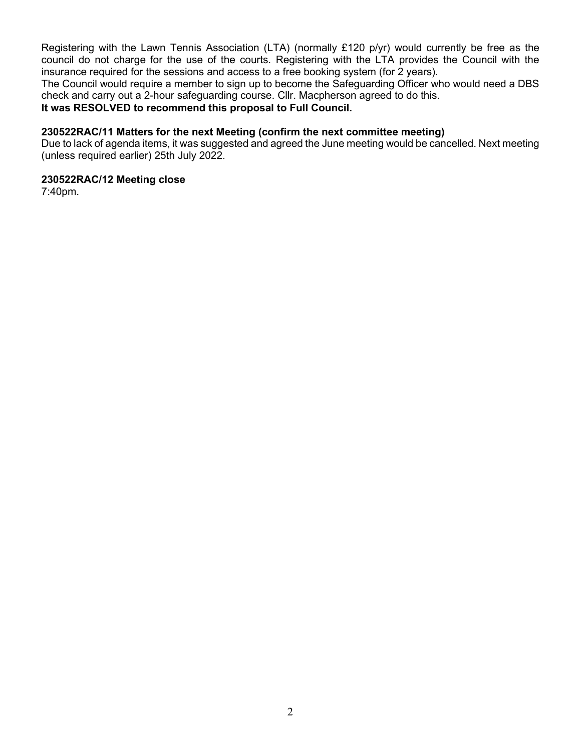Registering with the Lawn Tennis Association (LTA) (normally £120 p/yr) would currently be free as the council do not charge for the use of the courts. Registering with the LTA provides the Council with the insurance required for the sessions and access to a free booking system (for 2 years).

The Council would require a member to sign up to become the Safeguarding Officer who would need a DBS check and carry out a 2-hour safeguarding course. Cllr. Macpherson agreed to do this.

**It was RESOLVED to recommend this proposal to Full Council.**

**230522RAC/11 Matters for the next Meeting (confirm the next committee meeting)**

Due to lack of agenda items, it was suggested and agreed the June meeting would be cancelled. Next meeting (unless required earlier) 25th July 2022.

**230522RAC/12 Meeting close**

7:40pm.